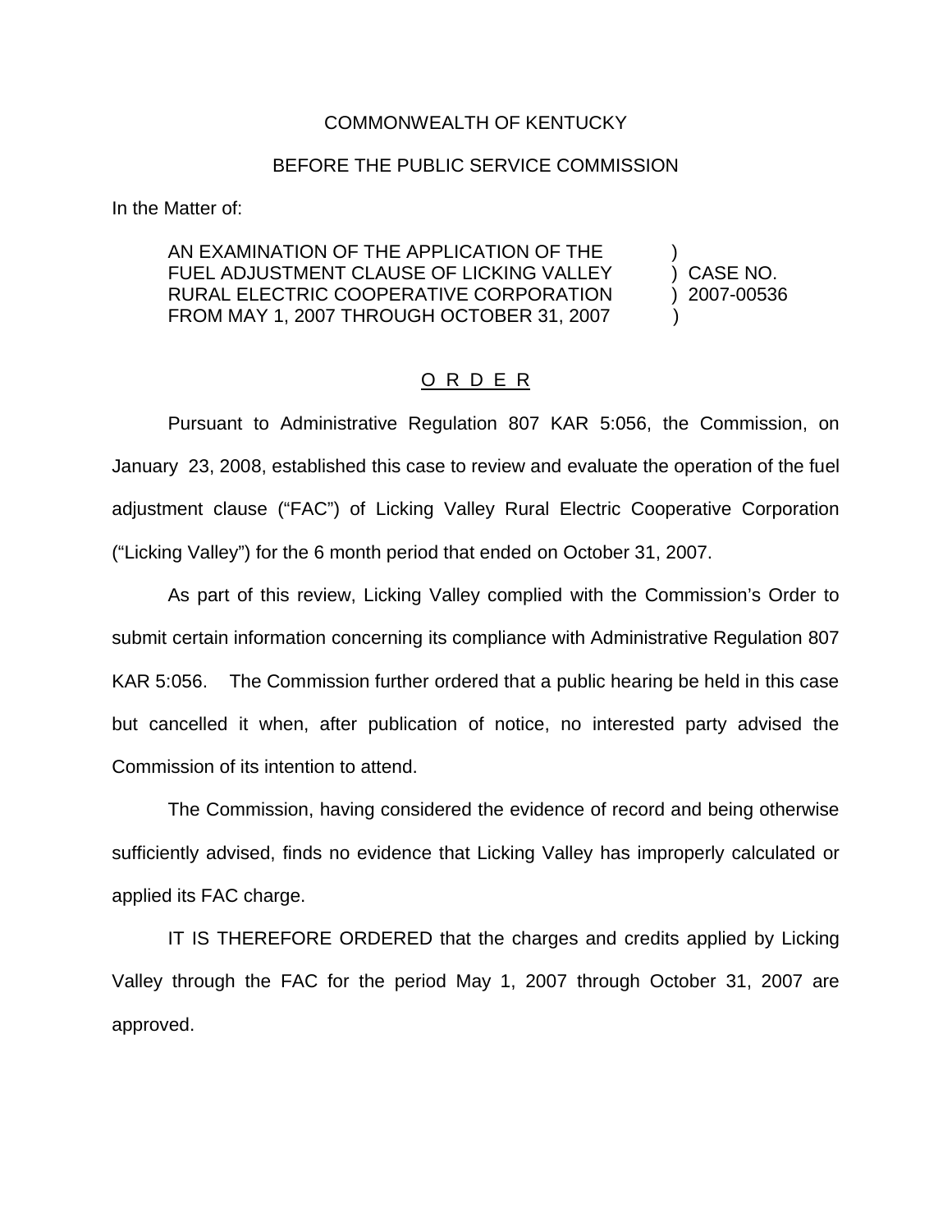COMMONWEALTH OF KENTUCKY

BEFORE THE PUBLIC SERVICE COMMISSION

In the Matter of:

| | | |
|---|---|---|
| AN EXAMINATION OF THE APPLICATION OF THE FUEL ADJUSTMENT CLAUSE OF LICKING VALLEY RURAL ELECTRIC COOPERATIVE CORPORATION FROM MAY 1, 2007 THROUGH OCTOBER 31, 2007 | ) ) ) ) | CASE NO. 2007-00536 |

O R D E R

Pursuant to Administrative Regulation 807 KAR 5:056, the Commission, on January 23, 2008, established this case to review and evaluate the operation of the fuel adjustment clause ("FAC") of Licking Valley Rural Electric Cooperative Corporation ("Licking Valley") for the 6 month period that ended on October 31, 2007.

As part of this review, Licking Valley complied with the Commission's Order to submit certain information concerning its compliance with Administrative Regulation 807 KAR 5:056. The Commission further ordered that a public hearing be held in this case but cancelled it when, after publication of notice, no interested party advised the Commission of its intention to attend.

The Commission, having considered the evidence of record and being otherwise sufficiently advised, finds no evidence that Licking Valley has improperly calculated or applied its FAC charge.

IT IS THEREFORE ORDERED that the charges and credits applied by Licking Valley through the FAC for the period May 1, 2007 through October 31, 2007 are approved.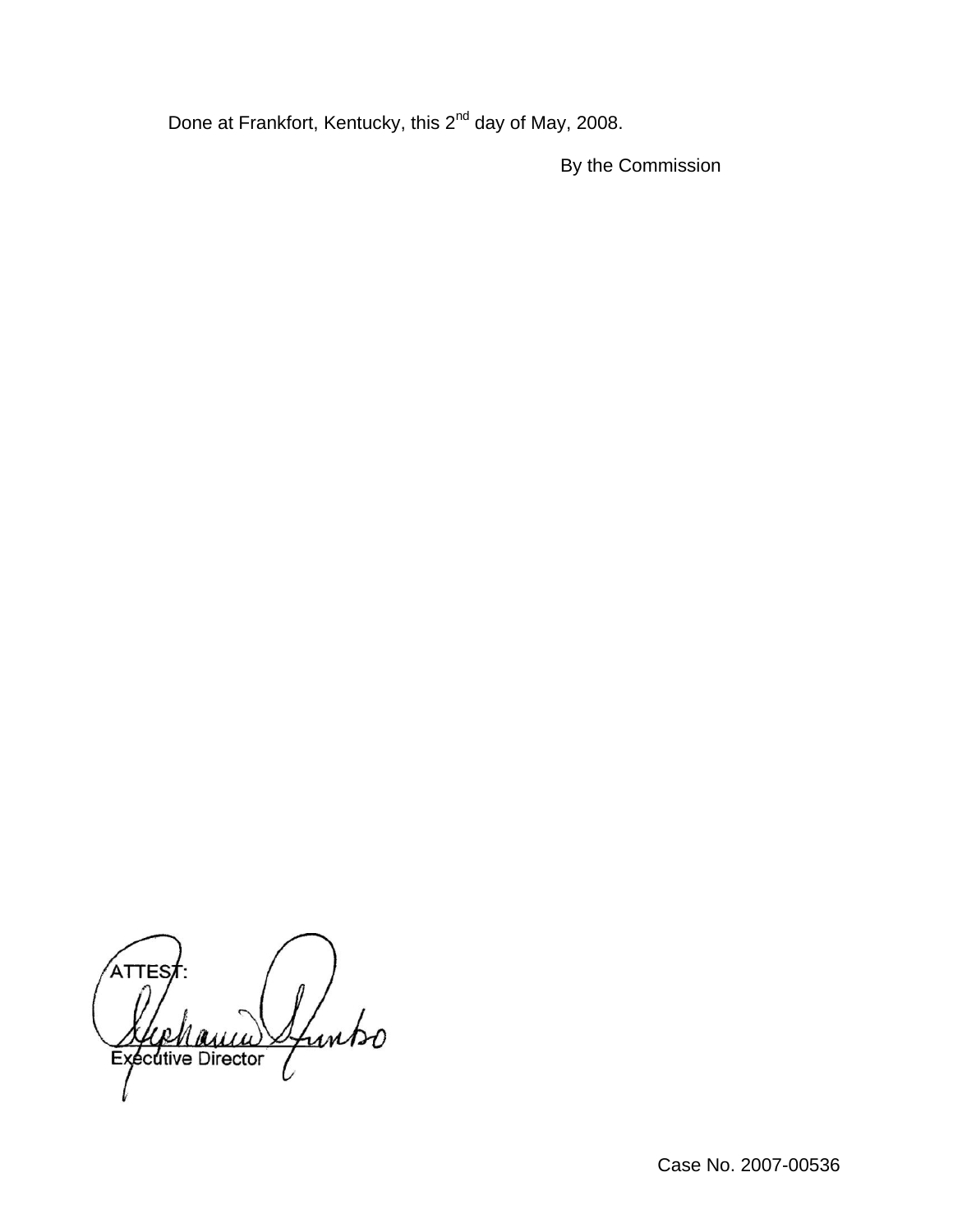Done at Frankfort, Kentucky, this 2[nd] day of May, 2008.

By the Commission

ATTEST:

Executive Director

Case No. 2007-00536